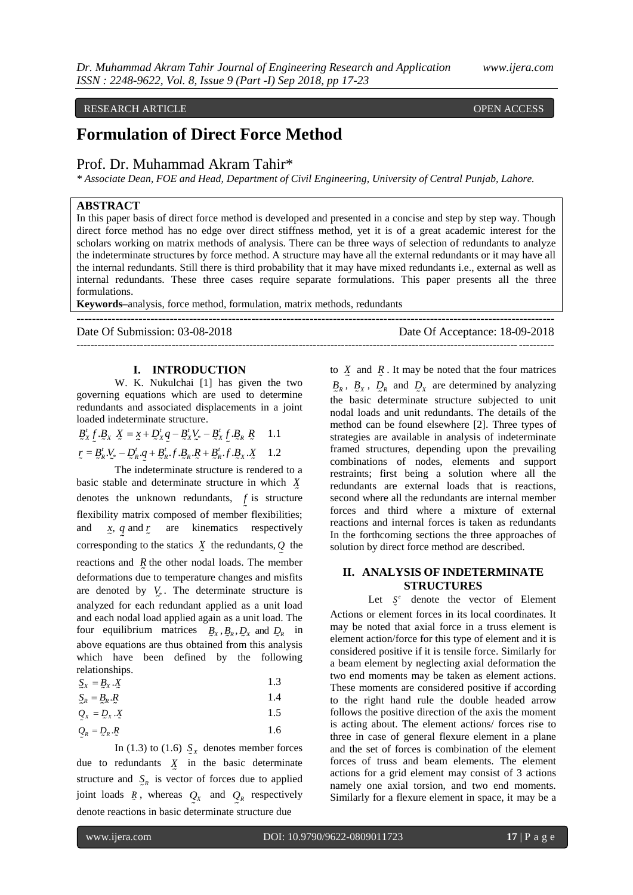RESEARCH ARTICLE OPEN ACCESS

# Formulation of Direct Force Method

Prof. Dr. Muhammad Akram Tahir*

*\* Associate Dean, FOE and Head, Department of Civil Engineering, University of Central Punjab, Lahore.*

## ABSTRACT

In this paper basis of direct force method is developed and presented in a concise and step by step way. Though direct force method has no edge over direct stiffness method, yet it is of a great academic interest for the scholars working on matrix methods of analysis. There can be three ways of selection of redundants to analyze the indeterminate structures by force method. A structure may have all the external redundants or it may have all the internal redundants. Still there is third probability that it may have mixed redundants i.e., external as well as internal redundants. These three cases require separate formulations. This paper presents all the three formulations.

**Keywords**–analysis, force method, formulation, matrix methods, redundants

Date Of Submission: 03-08-2018 Date Of Acceptance: 18-09-2018

## I. INTRODUCTION

W. K. Nukulchai [1] has given the two governing equations which are used to determine redundants and associated displacements in a joint loaded indeterminate structure.

$$\underset{\sim}{B}_X^t \underset{\sim}{f} \cdot \underset{\sim}{B}_X \ \underset{\sim}{X} = \underset{\sim}{x} + \underset{\sim}{D}_X^t \underset{\sim}{q} - \underset{\sim}{B}_X^t \underset{\sim}{V}_* - \underset{\sim}{B}_X^t \underset{\sim}{f} \cdot \underset{\sim}{B}_R \ \underset{\sim}{R} \qquad 1.1$$

$$\underset{\sim}{r} = \underset{\sim}{B}_R^t \cdot \underset{\sim}{V}_* - \underset{\sim}{D}_R^t \cdot \underset{\sim}{q} + \underset{\sim}{B}_R^t \cdot \underset{\sim}{f} \cdot \underset{\sim}{B}_R \cdot \underset{\sim}{R} + \underset{\sim}{B}_R^t \cdot \underset{\sim}{f} \cdot \underset{\sim}{B}_X \cdot \underset{\sim}{X} \qquad 1.2$$

The indeterminate structure is rendered to a basic stable and determinate structure in which $\underset{\sim}{X}$ denotes the unknown redundants, $\underset{\sim}{f}$ is structure flexibility matrix composed of member flexibilities; and $\underset{\sim}{x}$, $\underset{\sim}{q}$ and $\underset{\sim}{r}$ are kinematics respectively corresponding to the statics $\underset{\sim}{X}$ the redundants, $\underset{\sim}{Q}$ the reactions and $\underset{\sim}{R}$ the other nodal loads. The member deformations due to temperature changes and misfits are denoted by $\underset{\sim}{V}_*$. The determinate structure is analyzed for each redundant applied as a unit load and each nodal load applied again as a unit load. The four equilibrium matrices $\underset{\sim}{B}_X, \underset{\sim}{B}_R, \underset{\sim}{D}_X$ and $\underset{\sim}{D}_R$ in above equations are thus obtained from this analysis which have been defined by the following relationships.

$$\underset{\sim}{S}_X = \underset{\sim}{B}_X \cdot \underset{\sim}{X} \qquad 1.3$$

$$\underset{\sim}{S}_R = \underset{\sim}{B}_R \cdot \underset{\sim}{R} \qquad 1.4$$

$$\underset{\sim}{Q}_X = \underset{\sim}{D}_X \cdot \underset{\sim}{X} \qquad 1.5$$

$$\underset{\sim}{Q}_R = \underset{\sim}{D}_R \cdot \underset{\sim}{R} \qquad 1.6$$

In (1.3) to (1.6) $\underset{\sim}{S}_X$ denotes member forces due to redundants $\underset{\sim}{X}$ in the basic determinate structure and $\underset{\sim}{S}_R$ is vector of forces due to applied joint loads $\underset{\sim}{R}$, whereas $\underset{\sim}{Q}_X$ and $\underset{\sim}{Q}_R$ respectively denote reactions in basic determinate structure due to $\underset{\sim}{X}$ and $\underset{\sim}{R}$. It may be noted that the four matrices $\underset{\sim}{B}_R$, $\underset{\sim}{B}_X$, $\underset{\sim}{D}_R$ and $\underset{\sim}{D}_X$ are determined by analyzing the basic determinate structure subjected to unit nodal loads and unit redundants. The details of the method can be found elsewhere [2]. Three types of strategies are available in analysis of indeterminate framed structures, depending upon the prevailing combinations of nodes, elements and support restraints; first being a solution where all the redundants are external loads that is reactions, second where all the redundants are internal member forces and third where a mixture of external reactions and internal forces is taken as redundants In the forthcoming sections the three approaches of solution by direct force method are described.

## II. ANALYSIS OF INDETERMINATE STRUCTURES

Let $\underset{\sim}{S}^e$ denote the vector of Element Actions or element forces in its local coordinates. It may be noted that axial force in a truss element is element action/force for this type of element and it is considered positive if it is tensile force. Similarly for a beam element by neglecting axial deformation the two end moments may be taken as element actions. These moments are considered positive if according to the right hand rule the double headed arrow follows the positive direction of the axis the moment is acting about. The element actions/ forces rise to three in case of general flexure element in a plane and the set of forces is combination of the element forces of truss and beam elements. The element actions for a grid element may consist of 3 actions namely one axial torsion, and two end moments. Similarly for a flexure element in space, it may be a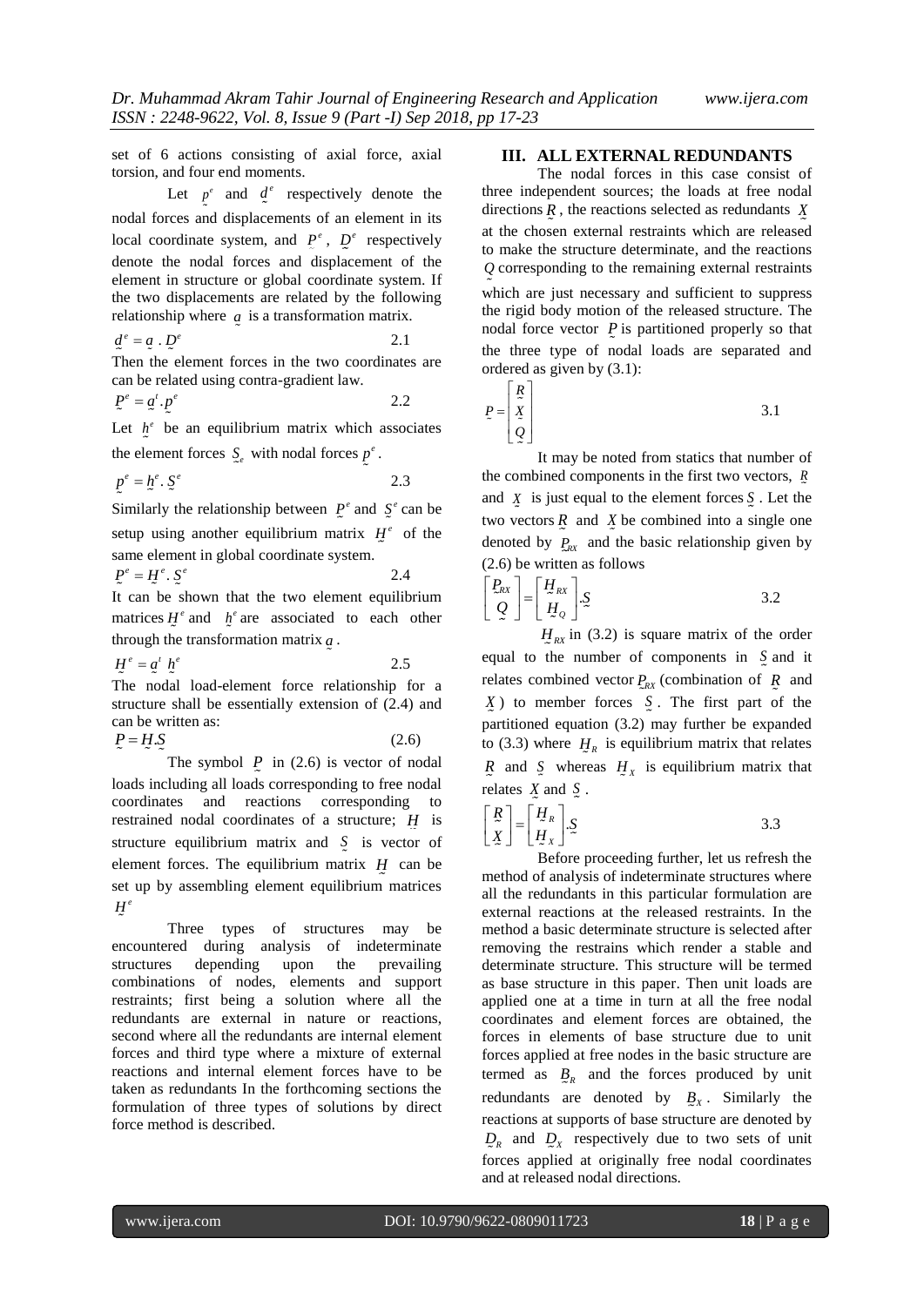set of 6 actions consisting of axial force, axial torsion, and four end moments.

Let $\underset{\sim}{p}^e$ and $\underset{\sim}{d}^e$ respectively denote the nodal forces and displacements of an element in its local coordinate system, and $\underset{\sim}{P}^e$, $\underset{\sim}{D}^e$ respectively denote the nodal forces and displacement of the element in structure or global coordinate system. If the two displacements are related by the following relationship where $\underset{\sim}{a}$ is a transformation matrix.

$$\underset{\sim}{d}^e = \underset{\sim}{a} \,.\, \underset{\sim}{D}^e \qquad 2.1$$

Then the element forces in the two coordinates are can be related using contra-gradient law.

$$\underset{\sim}{P}^e = \underset{\sim}{a}^t . \underset{\sim}{p}^e \qquad 2.2$$

Let $\underset{\sim}{h}^e$ be an equilibrium matrix which associates the element forces $\underset{\sim}{S}_e$ with nodal forces $\underset{\sim}{p}^e$.

$$\underset{\sim}{p}^e = \underset{\sim}{h}^e . \underset{\sim}{S}^e \qquad 2.3$$

Similarly the relationship between $\underset{\sim}{P}^e$ and $\underset{\sim}{S}^e$ can be setup using another equilibrium matrix $\underset{\sim}{H}^e$ of the same element in global coordinate system.

$$\underset{\sim}{P}^e = \underset{\sim}{H}^e . \underset{\sim}{S}^e \qquad 2.4$$

It can be shown that the two element equilibrium matrices $\underset{\sim}{H}^e$ and $\underset{\sim}{h}^e$ are associated to each other through the transformation matrix $\underset{\sim}{a}$.

$$\underset{\sim}{H}^e = \underset{\sim}{a}^t \; \underset{\sim}{h}^e \qquad 2.5$$

The nodal load-element force relationship for a structure shall be essentially extension of (2.4) and can be written as:

$$\underset{\sim}{P} = \underset{\sim}{H} . \underset{\sim}{S} \qquad (2.6)$$

The symbol $\underset{\sim}{P}$ in (2.6) is vector of nodal loads including all loads corresponding to free nodal coordinates and reactions corresponding to restrained nodal coordinates of a structure; $\underset{\sim}{H}$ is structure equilibrium matrix and $\underset{\sim}{S}$ is vector of element forces. The equilibrium matrix $\underset{\sim}{H}$ can be set up by assembling element equilibrium matrices $\underset{\sim}{H}^e$

Three types of structures may be encountered during analysis of indeterminate structures depending upon the prevailing combinations of nodes, elements and support restraints; first being a solution where all the redundants are external in nature or reactions, second where all the redundants are internal element forces and third type where a mixture of external reactions and internal element forces have to be taken as redundants In the forthcoming sections the formulation of three types of solutions by direct force method is described.

## III. ALL EXTERNAL REDUNDANTS

The nodal forces in this case consist of three independent sources; the loads at free nodal directions $\underset{\sim}{R}$, the reactions selected as redundants $\underset{\sim}{X}$ at the chosen external restraints which are released to make the structure determinate, and the reactions $\underset{\sim}{Q}$ corresponding to the remaining external restraints which are just necessary and sufficient to suppress the rigid body motion of the released structure. The nodal force vector $\underset{\sim}{P}$ is partitioned properly so that the three type of nodal loads are separated and ordered as given by (3.1):

$$\underset{\sim}{P} = \begin{bmatrix} \underset{\sim}{R} \\ \underset{\sim}{X} \\ \underset{\sim}{Q} \end{bmatrix} \qquad 3.1$$

It may be noted from statics that number of the combined components in the first two vectors, $\underset{\sim}{R}$ and $\underset{\sim}{X}$ is just equal to the element forces $\underset{\sim}{S}$. Let the two vectors $\underset{\sim}{R}$ and $\underset{\sim}{X}$ be combined into a single one denoted by $\underset{\sim}{P}_{RX}$ and the basic relationship given by (2.6) be written as follows

$$\begin{bmatrix} \underset{\sim}{P}_{RX} \\ \underset{\sim}{Q} \end{bmatrix} = \begin{bmatrix} \underset{\sim}{H}_{RX} \\ \underset{\sim}{H}_{Q} \end{bmatrix} . \underset{\sim}{S} \qquad 3.2$$

$\underset{\sim}{H}_{RX}$ in (3.2) is square matrix of the order equal to the number of components in $\underset{\sim}{S}$ and it relates combined vector $\underset{\sim}{P}_{RX}$ (combination of $\underset{\sim}{R}$ and $\underset{\sim}{X}$) to member forces $\underset{\sim}{S}$. The first part of the partitioned equation (3.2) may further be expanded to (3.3) where $\underset{\sim}{H}_R$ is equilibrium matrix that relates $\underset{\sim}{R}$ and $\underset{\sim}{S}$ whereas $\underset{\sim}{H}_X$ is equilibrium matrix that relates $\underset{\sim}{X}$ and $\underset{\sim}{S}$.

$$\begin{bmatrix} \underset{\sim}{R} \\ \underset{\sim}{X} \end{bmatrix} = \begin{bmatrix} \underset{\sim}{H}_R \\ \underset{\sim}{H}_X \end{bmatrix} . \underset{\sim}{S} \qquad 3.3$$

Before proceeding further, let us refresh the method of analysis of indeterminate structures where all the redundants in this particular formulation are external reactions at the released restraints. In the method a basic determinate structure is selected after removing the restrains which render a stable and determinate structure. This structure will be termed as base structure in this paper. Then unit loads are applied one at a time in turn at all the free nodal coordinates and element forces are obtained, the forces in elements of base structure due to unit forces applied at free nodes in the basic structure are termed as $\underset{\sim}{B}_R$ and the forces produced by unit redundants are denoted by $\underset{\sim}{B}_X$. Similarly the reactions at supports of base structure are denoted by $\underset{\sim}{D}_R$ and $\underset{\sim}{D}_X$ respectively due to two sets of unit forces applied at originally free nodal coordinates and at released nodal directions.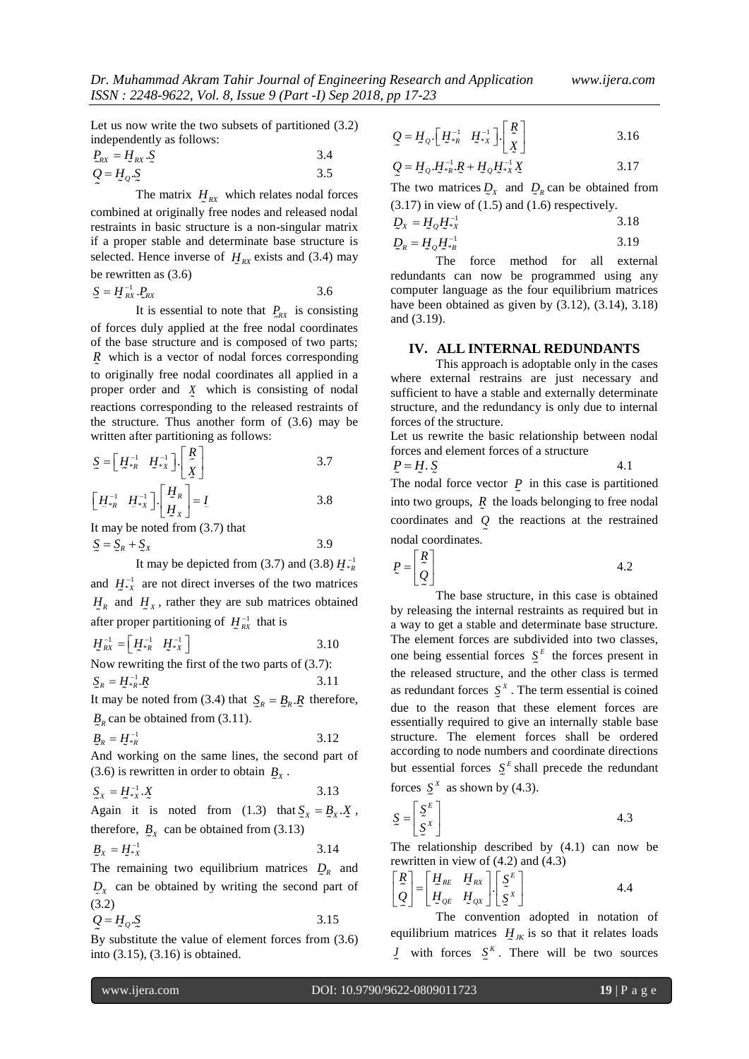Let us now write the two subsets of partitioned (3.2) independently as follows:

$$\underset{\sim}{P}_{RX} = \underset{\sim}{H}_{RX} \cdot \underset{\sim}{S} \qquad 3.4$$

$$\underset{\sim}{Q} = \underset{\sim}{H}_{Q} \cdot \underset{\sim}{S} \qquad 3.5$$

The matrix $\underset{\sim}{H}_{RX}$ which relates nodal forces combined at originally free nodes and released nodal restraints in basic structure is a non-singular matrix if a proper stable and determinate base structure is selected. Hence inverse of $\underset{\sim}{H}_{RX}$ exists and (3.4) may be rewritten as (3.6)

$$\underset{\sim}{S} = \underset{\sim}{H}^{-1}_{RX} \cdot \underset{\sim}{P}_{RX} \qquad 3.6$$

It is essential to note that $\underset{\sim}{P}_{RX}$ is consisting of forces duly applied at the free nodal coordinates of the base structure and is composed of two parts; $\underset{\sim}{R}$ which is a vector of nodal forces corresponding to originally free nodal coordinates all applied in a proper order and $\underset{\sim}{X}$ which is consisting of nodal reactions corresponding to the released restraints of the structure. Thus another form of (3.6) may be written after partitioning as follows:

$$\underset{\sim}{S} = \begin{bmatrix} \underset{\sim}{H}^{-1}_{*R} & \underset{\sim}{H}^{-1}_{*X} \end{bmatrix} \cdot \begin{bmatrix} \underset{\sim}{R} \\ \underset{\sim}{X} \end{bmatrix} \qquad 3.7$$

$$\begin{bmatrix} \underset{\sim}{H}^{-1}_{*R} & \underset{\sim}{H}^{-1}_{*X} \end{bmatrix} \cdot \begin{bmatrix} \underset{\sim}{H}_{R} \\ \underset{\sim}{H}_{X} \end{bmatrix} = \underset{\sim}{I} \qquad 3.8$$

It may be noted from (3.7) that

$$\underset{\sim}{S} = \underset{\sim}{S}_{R} + \underset{\sim}{S}_{X} \qquad 3.9$$

It may be depicted from (3.7) and (3.8) $\underset{\sim}{H}^{-1}_{*R}$ and $\underset{\sim}{H}^{-1}_{*X}$ are not direct inverses of the two matrices $\underset{\sim}{H}_{R}$ and $\underset{\sim}{H}_{X}$, rather they are sub matrices obtained after proper partitioning of $\underset{\sim}{H}^{-1}_{RX}$ that is

$$\underset{\sim}{H}^{-1}_{RX} = \begin{bmatrix} \underset{\sim}{H}^{-1}_{*R} & \underset{\sim}{H}^{-1}_{*X} \end{bmatrix} \qquad 3.10$$

Now rewriting the first of the two parts of (3.7):

$$\underset{\sim}{S}_{R} = \underset{\sim}{H}^{-1}_{*R} \cdot \underset{\sim}{R} \qquad 3.11$$

It may be noted from (3.4) that $\underset{\sim}{S}_{R} = \underset{\sim}{B}_{R} \cdot \underset{\sim}{R}$ therefore, $\underset{\sim}{B}_{R}$ can be obtained from (3.11).

$$\underset{\sim}{B}_{R} = \underset{\sim}{H}^{-1}_{*R} \qquad 3.12$$

And working on the same lines, the second part of (3.6) is rewritten in order to obtain $\underset{\sim}{B}_{X}$.

$$\underset{\sim}{S}_{X} = \underset{\sim}{H}^{-1}_{*X} \cdot \underset{\sim}{X} \qquad 3.13$$

Again it is noted from (1.3) that $\underset{\sim}{S}_{X} = \underset{\sim}{B}_{X} \cdot \underset{\sim}{X}$, therefore, $\underset{\sim}{B}_{X}$ can be obtained from (3.13)

$$\underset{\sim}{B}_{X} = \underset{\sim}{H}^{-1}_{*X} \qquad 3.14$$

The remaining two equilibrium matrices $\underset{\sim}{D}_{R}$ and $\underset{\sim}{D}_{X}$ can be obtained by writing the second part of (3.2)

$$\underset{\sim}{Q} = \underset{\sim}{H}_{Q} \cdot \underset{\sim}{S} \qquad 3.15$$

By substitute the value of element forces from (3.6) into (3.15), (3.16) is obtained.

$$\underset{\sim}{Q} = \underset{\sim}{H}_{Q} \cdot \begin{bmatrix} \underset{\sim}{H}^{-1}_{*R} & \underset{\sim}{H}^{-1}_{*X} \end{bmatrix} \cdot \begin{bmatrix} \underset{\sim}{R} \\ \underset{\sim}{X} \end{bmatrix} \qquad 3.16$$

$$\underset{\sim}{Q} = \underset{\sim}{H}_{Q} \cdot \underset{\sim}{H}^{-1}_{*R} \cdot \underset{\sim}{R} + \underset{\sim}{H}_{Q} \underset{\sim}{H}^{-1}_{*X} \underset{\sim}{X} \qquad 3.17$$

The two matrices $\underset{\sim}{D}_{X}$ and $\underset{\sim}{D}_{R}$ can be obtained from (3.17) in view of (1.5) and (1.6) respectively.

$$\underset{\sim}{D}_{X} = \underset{\sim}{H}_{Q} \underset{\sim}{H}^{-1}_{*X} \qquad 3.18$$

$$\underset{\sim}{D}_{R} = \underset{\sim}{H}_{Q} \underset{\sim}{H}^{-1}_{*R} \qquad 3.19$$

The force method for all external redundants can now be programmed using any computer language as the four equilibrium matrices have been obtained as given by (3.12), (3.14), 3.18) and (3.19).

## IV. ALL INTERNAL REDUNDANTS

This approach is adoptable only in the cases where external restrains are just necessary and sufficient to have a stable and externally determinate structure, and the redundancy is only due to internal forces of the structure.

Let us rewrite the basic relationship between nodal forces and element forces of a structure

$$\underset{\sim}{P} = \underset{\sim}{H} . \underset{\sim}{S} \qquad 4.1$$

The nodal force vector $\underset{\sim}{P}$ in this case is partitioned into two groups, $\underset{\sim}{R}$ the loads belonging to free nodal coordinates and $\underset{\sim}{Q}$ the reactions at the restrained nodal coordinates.

$$\underset{\sim}{P} = \begin{bmatrix} \underset{\sim}{R} \\ \underset{\sim}{Q} \end{bmatrix} \qquad 4.2$$

The base structure, in this case is obtained by releasing the internal restraints as required but in a way to get a stable and determinate base structure. The element forces are subdivided into two classes, one being essential forces $\underset{\sim}{S}^{E}$ the forces present in the released structure, and the other class is termed as redundant forces $\underset{\sim}{S}^{X}$. The term essential is coined due to the reason that these element forces are essentially required to give an internally stable base structure. The element forces shall be ordered according to node numbers and coordinate directions but essential forces $\underset{\sim}{S}^{E}$ shall precede the redundant forces $\underset{\sim}{S}^{X}$ as shown by (4.3).

$$\underset{\sim}{S} = \begin{bmatrix} \underset{\sim}{S}^{E} \\ \underset{\sim}{S}^{X} \end{bmatrix} \qquad 4.3$$

The relationship described by (4.1) can now be rewritten in view of (4.2) and (4.3)

$$\begin{bmatrix} \underset{\sim}{R} \\ \underset{\sim}{Q} \end{bmatrix} = \begin{bmatrix} \underset{\sim}{H}_{RE} & \underset{\sim}{H}_{RX} \\ \underset{\sim}{H}_{QE} & \underset{\sim}{H}_{QX} \end{bmatrix} \cdot \begin{bmatrix} \underset{\sim}{S}^{E} \\ \underset{\sim}{S}^{X} \end{bmatrix} \qquad 4.4$$

The convention adopted in notation of equilibrium matrices $\underset{\sim}{H}_{JK}$ is so that it relates loads $\underset{\sim}{J}$ with forces $\underset{\sim}{S}^{K}$. There will be two sources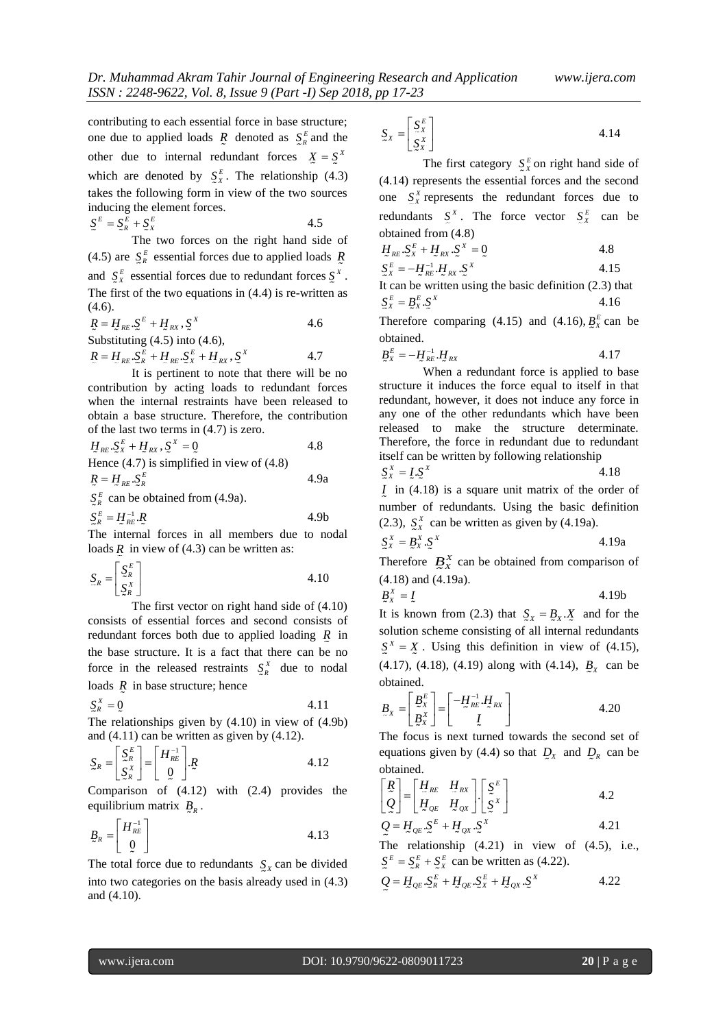contributing to each essential force in base structure; one due to applied loads $\underset{\sim}{R}$ denoted as $\underset{\sim}{S}_R^E$ and the other due to internal redundant forces $\underset{\sim}{X} = \underset{\sim}{S}^X$ which are denoted by $\underset{\sim}{S}_X^E$. The relationship (4.3) takes the following form in view of the two sources inducing the element forces.

$$\underset{\sim}{S}^E = \underset{\sim}{S}_R^E + \underset{\sim}{S}_X^E \qquad 4.5$$

The two forces on the right hand side of (4.5) are $\underset{\sim}{S}_R^E$ essential forces due to applied loads $\underset{\sim}{R}$ and $\underset{\sim}{S}_X^E$ essential forces due to redundant forces $\underset{\sim}{S}^X$. The first of the two equations in (4.4) is re-written as (4.6).

$$\underset{\sim}{R} = \underset{\sim}{H}_{RE}.\underset{\sim}{S}^E + \underset{\sim}{H}_{RX}.\underset{\sim}{S}^X \qquad 4.6$$

Substituting (4.5) into (4.6),

$$\underset{\sim}{R} = \underset{\sim}{H}_{RE}.\underset{\sim}{S}_R^E + \underset{\sim}{H}_{RE}.\underset{\sim}{S}_X^E + \underset{\sim}{H}_{RX}.\underset{\sim}{S}^X \qquad 4.7$$

It is pertinent to note that there will be no contribution by acting loads to redundant forces when the internal restraints have been released to obtain a base structure. Therefore, the contribution of the last two terms in (4.7) is zero.

$$\underset{\sim}{H}_{RE}.\underset{\sim}{S}_X^E + \underset{\sim}{H}_{RX}.\underset{\sim}{S}^X = \underset{\sim}{0} \qquad 4.8$$

Hence (4.7) is simplified in view of (4.8)

$$\underset{\sim}{R} = \underset{\sim}{H}_{RE}.\underset{\sim}{S}_R^E \qquad 4.9a$$

$\underset{\sim}{S}_R^E$ can be obtained from (4.9a).

$$\underset{\sim}{S}_R^E = \underset{\sim}{H}_{RE}^{-1}.\underset{\sim}{R} \qquad 4.9b$$

The internal forces in all members due to nodal loads $\underset{\sim}{R}$ in view of (4.3) can be written as:

$$\underset{\sim}{S}_R = \begin{bmatrix} \underset{\sim}{S}_R^E \\ \underset{\sim}{S}_R^X \end{bmatrix} \qquad 4.10$$

The first vector on right hand side of (4.10) consists of essential forces and second consists of redundant forces both due to applied loading $\underset{\sim}{R}$ in the base structure. It is a fact that there can be no force in the released restraints $\underset{\sim}{S}_R^X$ due to nodal loads $\underset{\sim}{R}$ in base structure; hence

$$\underset{\sim}{S}_R^X = \underset{\sim}{0} \qquad 4.11$$

The relationships given by (4.10) in view of (4.9b) and (4.11) can be written as given by (4.12).

$$\underset{\sim}{S}_R = \begin{bmatrix} \underset{\sim}{S}_R^E \\ \underset{\sim}{S}_R^X \end{bmatrix} = \begin{bmatrix} H_{RE}^{-1} \\ \underset{\sim}{0} \end{bmatrix}.\underset{\sim}{R} \qquad 4.12$$

Comparison of (4.12) with (2.4) provides the equilibrium matrix $\underset{\sim}{B}_R$.

$$\underset{\sim}{B}_R = \begin{bmatrix} H_{RE}^{-1} \\ \underset{\sim}{0} \end{bmatrix} \qquad 4.13$$

The total force due to redundants $\underset{\sim}{S}_X$ can be divided into two categories on the basis already used in (4.3) and (4.10).

$$\underset{\sim}{S}_X = \begin{bmatrix} \underset{\sim}{S}_X^E \\ \underset{\sim}{S}_X^X \end{bmatrix} \qquad 4.14$$

The first category $\underset{\sim}{S}_X^E$ on right hand side of (4.14) represents the essential forces and the second one $\underset{\sim}{S}_X^X$ represents the redundant forces due to redundants $\underset{\sim}{S}^X$. The force vector $\underset{\sim}{S}_X^E$ can be obtained from (4.8)

$$\underset{\sim}{H}_{RE}.\underset{\sim}{S}_X^E + \underset{\sim}{H}_{RX}.\underset{\sim}{S}^X = \underset{\sim}{0} \qquad 4.8$$

$$\underset{\sim}{S}_X^E = -\underset{\sim}{H}_{RE}^{-1}.\underset{\sim}{H}_{RX}.\underset{\sim}{S}^X \qquad 4.15$$

It can be written using the basic definition (2.3) that

$$\underset{\sim}{S}_X^E = \underset{\sim}{B}_X^E.\underset{\sim}{S}^X \qquad 4.16$$

Therefore comparing (4.15) and (4.16), $\underset{\sim}{B}_X^E$ can be obtained.

$$\underset{\sim}{B}_X^E = -\underset{\sim}{H}_{RE}^{-1}.\underset{\sim}{H}_{RX} \qquad 4.17$$

When a redundant force is applied to base structure it induces the force equal to itself in that redundant, however, it does not induce any force in any one of the other redundants which have been released to make the structure determinate. Therefore, the force in redundant due to redundant itself can be written by following relationship

$$\underset{\sim}{S}_X^X = \underset{\sim}{I}.\underset{\sim}{S}^X \qquad 4.18$$

$\underset{\sim}{I}$ in (4.18) is a square unit matrix of the order of number of redundants. Using the basic definition (2.3), $\underset{\sim}{S}_X^X$ can be written as given by (4.19a).

$$\underset{\sim}{S}_X^X = \underset{\sim}{B}_X^X.\underset{\sim}{S}^X \qquad 4.19a$$

Therefore $\underset{\sim}{B}_X^X$ can be obtained from comparison of (4.18) and (4.19a).

$$\underset{\sim}{B}_X^X = \underset{\sim}{I} \qquad 4.19b$$

It is known from (2.3) that $\underset{\sim}{S}_X = \underset{\sim}{B}_X.\underset{\sim}{X}$ and for the solution scheme consisting of all internal redundants $\underset{\sim}{S}^X = \underset{\sim}{X}$. Using this definition in view of (4.15), (4.17), (4.18), (4.19) along with (4.14), $\underset{\sim}{B}_X$ can be obtained.

$$\underset{\sim}{B}_X = \begin{bmatrix} \underset{\sim}{B}_X^E \\ \underset{\sim}{B}_X^X \end{bmatrix} = \begin{bmatrix} -\underset{\sim}{H}_{RE}^{-1}.\underset{\sim}{H}_{RX} \\ \underset{\sim}{I} \end{bmatrix} \qquad 4.20$$

The focus is next turned towards the second set of equations given by (4.4) so that $\underset{\sim}{D}_X$ and $\underset{\sim}{D}_R$ can be obtained.

$$\begin{bmatrix} \underset{\sim}{R} \\ \underset{\sim}{Q} \end{bmatrix} = \begin{bmatrix} \underset{\sim}{H}_{RE} & \underset{\sim}{H}_{RX} \\ \underset{\sim}{H}_{QE} & \underset{\sim}{H}_{QX} \end{bmatrix}.\begin{bmatrix} \underset{\sim}{S}^E \\ \underset{\sim}{S}^X \end{bmatrix} \qquad 4.2$$

$$\underset{\sim}{Q} = \underset{\sim}{H}_{QE}.\underset{\sim}{S}^E + \underset{\sim}{H}_{QX}.\underset{\sim}{S}^X \qquad 4.21$$

The relationship (4.21) in view of (4.5), i.e., $\underset{\sim}{S}^E = \underset{\sim}{S}_R^E + \underset{\sim}{S}_X^E$ can be written as (4.22).

$$\underset{\sim}{Q} = \underset{\sim}{H}_{QE}.\underset{\sim}{S}_R^E + \underset{\sim}{H}_{QE}.\underset{\sim}{S}_X^E + \underset{\sim}{H}_{QX}.\underset{\sim}{S}^X \qquad 4.22$$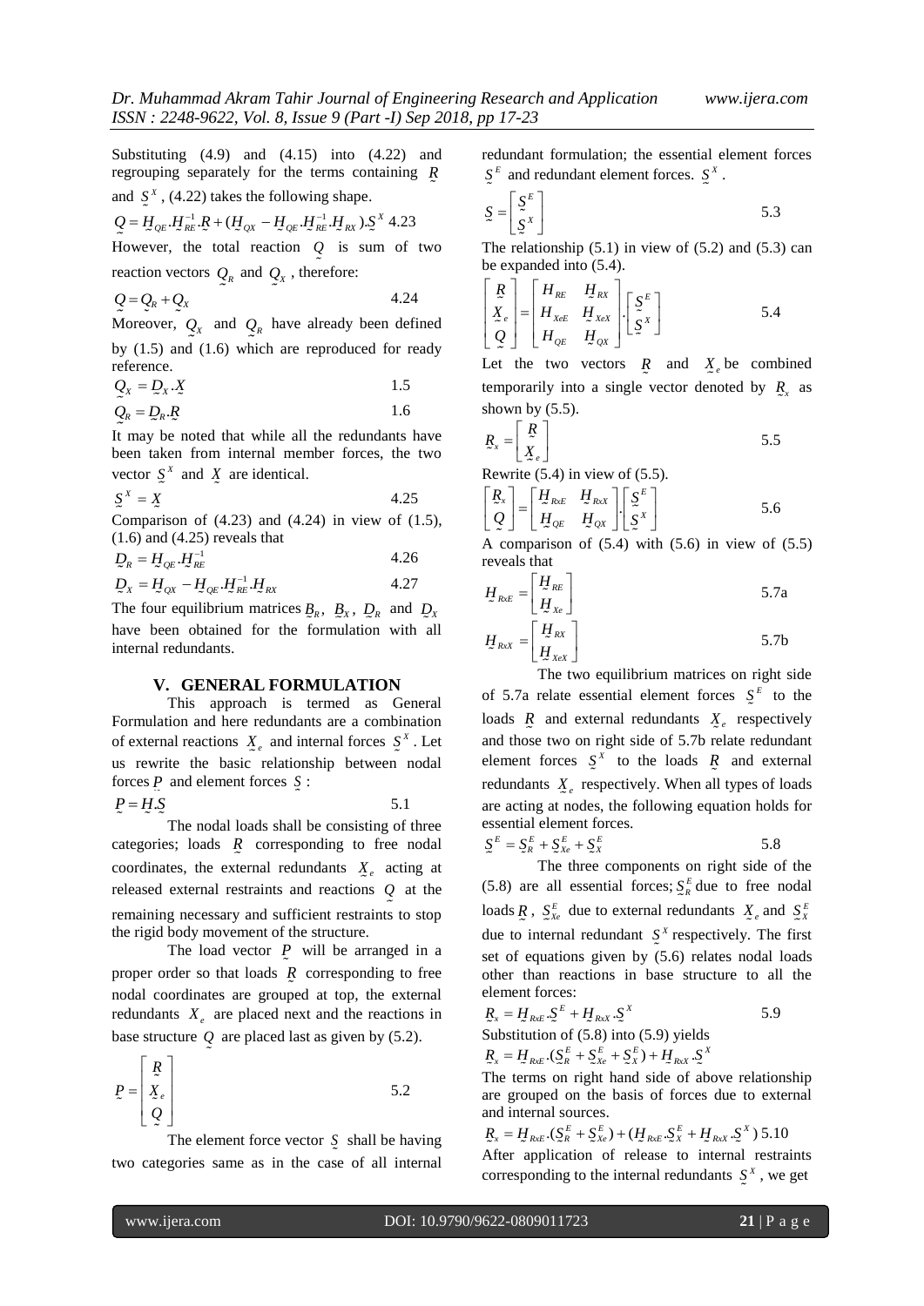Substituting (4.9) and (4.15) into (4.22) and regrouping separately for the terms containing $\underset{\sim}{R}$ and $\underset{\sim}{S}^X$, (4.22) takes the following shape.

$$\underset{\sim}{Q} = \underset{\sim}{H}_{QE} . \underset{\sim}{H}_{RE}^{-1} . \underset{\sim}{R} + (\underset{\sim}{H}_{QX} - \underset{\sim}{H}_{QE} . \underset{\sim}{H}_{RE}^{-1} . \underset{\sim}{H}_{RX}) . \underset{\sim}{S}^X \quad 4.23$$

However, the total reaction $\underset{\sim}{Q}$ is sum of two reaction vectors $\underset{\sim}{Q}_R$ and $\underset{\sim}{Q}_X$, therefore:

$$\underset{\sim}{Q} = \underset{\sim}{Q}_R + \underset{\sim}{Q}_X \quad 4.24$$

Moreover, $\underset{\sim}{Q}_X$ and $\underset{\sim}{Q}_R$ have already been defined by (1.5) and (1.6) which are reproduced for ready reference.

$$\underset{\sim}{Q}_X = \underset{\sim}{D}_X . \underset{\sim}{X} \quad 1.5$$

$$\underset{\sim}{Q}_R = \underset{\sim}{D}_R . \underset{\sim}{R} \quad 1.6$$

It may be noted that while all the redundants have been taken from internal member forces, the two vector $\underset{\sim}{S}^X$ and $\underset{\sim}{X}$ are identical.

$$\underset{\sim}{S}^X = \underset{\sim}{X} \quad 4.25$$

Comparison of (4.23) and (4.24) in view of (1.5), (1.6) and (4.25) reveals that

$$\underset{\sim}{D}_R = \underset{\sim}{H}_{QE} . \underset{\sim}{H}_{RE}^{-1} \quad 4.26$$

$$\underset{\sim}{D}_X = \underset{\sim}{H}_{QX} - \underset{\sim}{H}_{QE} . \underset{\sim}{H}_{RE}^{-1} . \underset{\sim}{H}_{RX} \quad 4.27$$

The four equilibrium matrices $\underset{\sim}{B}_R$, $\underset{\sim}{B}_X$, $\underset{\sim}{D}_R$ and $\underset{\sim}{D}_X$ have been obtained for the formulation with all internal redundants.

## V. GENERAL FORMULATION

This approach is termed as General Formulation and here redundants are a combination of external reactions $\underset{\sim}{X}_e$ and internal forces $\underset{\sim}{S}^X$. Let us rewrite the basic relationship between nodal forces $\underset{\sim}{P}$ and element forces $\underset{\sim}{S}$:

$$\underset{\sim}{P} = \underset{\sim}{H} . \underset{\sim}{S} \quad 5.1$$

The nodal loads shall be consisting of three categories; loads $\underset{\sim}{R}$ corresponding to free nodal coordinates, the external redundants $\underset{\sim}{X}_e$ acting at released external restraints and reactions $\underset{\sim}{Q}$ at the remaining necessary and sufficient restraints to stop the rigid body movement of the structure.

The load vector $\underset{\sim}{P}$ will be arranged in a proper order so that loads $\underset{\sim}{R}$ corresponding to free nodal coordinates are grouped at top, the external redundants $X_e$ are placed next and the reactions in base structure $\underset{\sim}{Q}$ are placed last as given by (5.2).

$$\underset{\sim}{P} = \begin{bmatrix} \underset{\sim}{R} \\ \underset{\sim}{X}_e \\ \underset{\sim}{Q} \end{bmatrix} \quad 5.2$$

The element force vector $\underset{\sim}{S}$ shall be having two categories same as in the case of all internal redundant formulation; the essential element forces $\underset{\sim}{S}^E$ and redundant element forces. $\underset{\sim}{S}^X$.

$$\underset{\sim}{S} = \begin{bmatrix} \underset{\sim}{S}^E \\ \underset{\sim}{S}^X \end{bmatrix} \quad 5.3$$

The relationship (5.1) in view of (5.2) and (5.3) can be expanded into (5.4).

$$\begin{bmatrix} \underset{\sim}{R} \\ \underset{\sim}{X}_e \\ \underset{\sim}{Q} \end{bmatrix} = \begin{bmatrix} H_{RE} & H_{RX} \\ H_{XeE} & H_{XeX} \\ H_{QE} & H_{QX} \end{bmatrix} . \begin{bmatrix} \underset{\sim}{S}^E \\ \underset{\sim}{S}^X \end{bmatrix} \quad 5.4$$

Let the two vectors $\underset{\sim}{R}$ and $\underset{\sim}{X}_e$ be combined temporarily into a single vector denoted by $\underset{\sim}{R}_x$ as shown by (5.5).

$$\underset{\sim}{R}_x = \begin{bmatrix} \underset{\sim}{R} \\ \underset{\sim}{X}_e \end{bmatrix} \quad 5.5$$

Rewrite (5.4) in view of (5.5).

$$\begin{bmatrix} \underset{\sim}{R}_x \\ \underset{\sim}{Q} \end{bmatrix} = \begin{bmatrix} \underset{\sim}{H}_{RxE} & \underset{\sim}{H}_{RxX} \\ \underset{\sim}{H}_{QE} & \underset{\sim}{H}_{QX} \end{bmatrix} . \begin{bmatrix} \underset{\sim}{S}^E \\ \underset{\sim}{S}^X \end{bmatrix} \quad 5.6$$

A comparison of (5.4) with (5.6) in view of (5.5) reveals that

$$\underset{\sim}{H}_{RxE} = \begin{bmatrix} \underset{\sim}{H}_{RE} \\ \underset{\sim}{H}_{Xe} \end{bmatrix} \quad 5.7a$$

$$\underset{\sim}{H}_{RxX} = \begin{bmatrix} \underset{\sim}{H}_{RX} \\ \underset{\sim}{H}_{XeX} \end{bmatrix} \quad 5.7b$$

The two equilibrium matrices on right side of 5.7a relate essential element forces $\underset{\sim}{S}^E$ to the loads $\underset{\sim}{R}$ and external redundants $\underset{\sim}{X}_e$ respectively and those two on right side of 5.7b relate redundant element forces $\underset{\sim}{S}^X$ to the loads $\underset{\sim}{R}$ and external redundants $\underset{\sim}{X}_e$ respectively. When all types of loads are acting at nodes, the following equation holds for essential element forces.

$$\underset{\sim}{S}^E = \underset{\sim}{S}_R^E + \underset{\sim}{S}_{Xe}^E + \underset{\sim}{S}_X^E \quad 5.8$$

The three components on right side of the (5.8) are all essential forces; $\underset{\sim}{S}_R^E$ due to free nodal loads $\underset{\sim}{R}$, $\underset{\sim}{S}_{Xe}^E$ due to external redundants $\underset{\sim}{X}_e$ and $\underset{\sim}{S}_X^E$ due to internal redundant $\underset{\sim}{S}^X$ respectively. The first set of equations given by (5.6) relates nodal loads other than reactions in base structure to all the element forces:

$$\underset{\sim}{R}_x = \underset{\sim}{H}_{RxE} . \underset{\sim}{S}^E + \underset{\sim}{H}_{RxX} . \underset{\sim}{S}^X \quad 5.9$$

Substitution of (5.8) into (5.9) yields

$$\underset{\sim}{R}_x = \underset{\sim}{H}_{RxE} . (\underset{\sim}{S}_R^E + \underset{\sim}{S}_{Xe}^E + \underset{\sim}{S}_X^E) + \underset{\sim}{H}_{RxX} . \underset{\sim}{S}^X$$

The terms on right hand side of above relationship are grouped on the basis of forces due to external and internal sources.

$$\underset{\sim}{R}_x = \underset{\sim}{H}_{RxE} . (\underset{\sim}{S}_R^E + \underset{\sim}{S}_{Xe}^E) + (\underset{\sim}{H}_{RxE} . \underset{\sim}{S}_X^E + \underset{\sim}{H}_{RxX} . \underset{\sim}{S}^X) \quad 5.10$$

After application of release to internal restraints corresponding to the internal redundants $\underset{\sim}{S}^X$, we get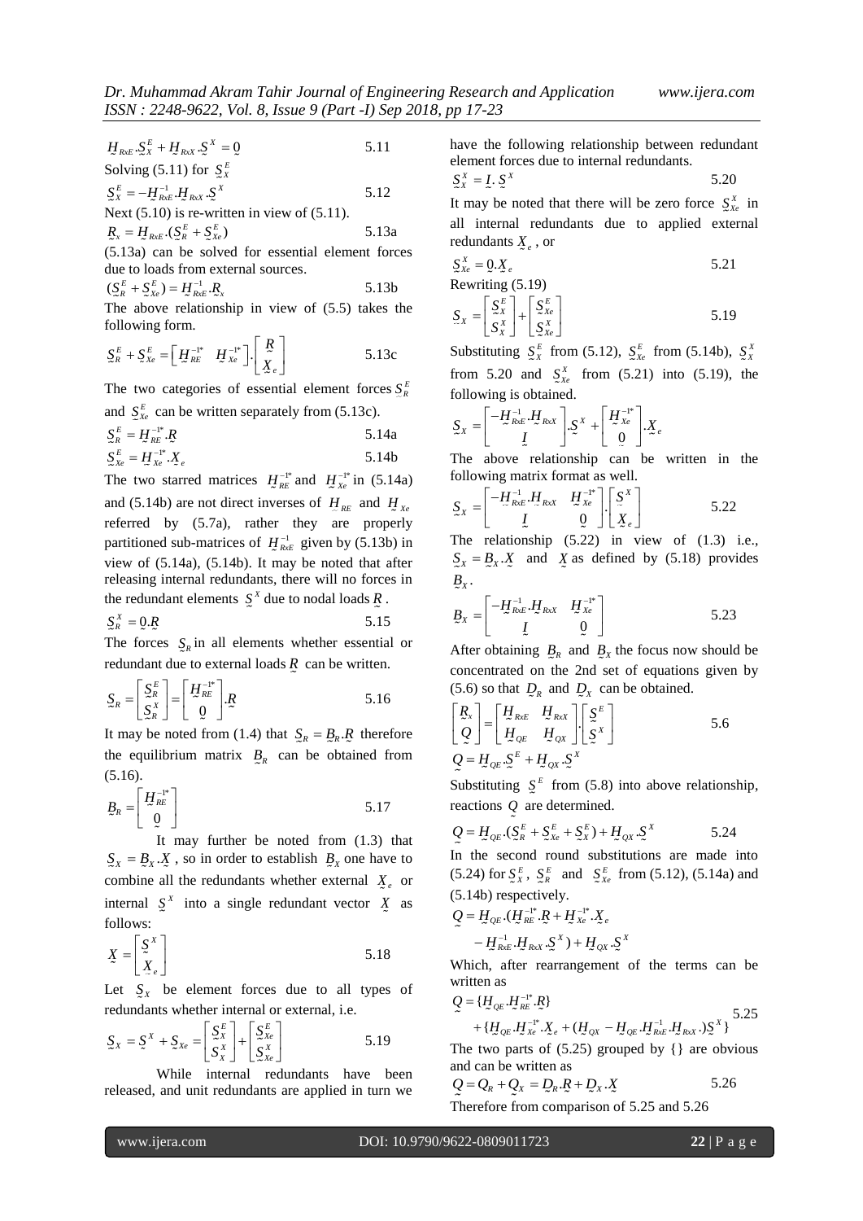$$\underset{\sim}{H}_{RxE}.\underset{\sim}{S}_X^E + \underset{\sim}{H}_{RxX}.\underset{\sim}{S}^X = \underset{\sim}{0} \qquad 5.11$$

Solving (5.11) for $\underset{\sim}{S}_X^E$

$$\underset{\sim}{S}_X^E = -\underset{\sim}{H}_{RxE}^{-1}.\underset{\sim}{H}_{RxX}.\underset{\sim}{S}^X \qquad 5.12$$

Next (5.10) is re-written in view of (5.11).

$$\underset{\sim}{R}_x = \underset{\sim}{H}_{RxE}.(\underset{\sim}{S}_R^E + \underset{\sim}{S}_{Xe}^E) \qquad 5.13a$$

(5.13a) can be solved for essential element forces due to loads from external sources.

$$(\underset{\sim}{S}_R^E + \underset{\sim}{S}_{Xe}^E) = \underset{\sim}{H}_{RxE}^{-1}.\underset{\sim}{R}_x \qquad 5.13b$$

The above relationship in view of (5.5) takes the following form.

$$\underset{\sim}{S}_R^E + \underset{\sim}{S}_{Xe}^E = \begin{bmatrix} \underset{\sim}{H}_{RE}^{-1*} & \underset{\sim}{H}_{Xe}^{-1*} \end{bmatrix}.\begin{bmatrix} \underset{\sim}{R} \\ \underset{\sim}{X}_e \end{bmatrix} \qquad 5.13c$$

The two categories of essential element forces $\underset{\sim}{S}_R^E$ and $\underset{\sim}{S}_{Xe}^E$ can be written separately from (5.13c).

$$\underset{\sim}{S}_R^E = \underset{\sim}{H}_{RE}^{-1*}.\underset{\sim}{R} \qquad 5.14a$$

$$\underset{\sim}{S}_{Xe}^E = \underset{\sim}{H}_{Xe}^{-1*}.\underset{\sim}{X}_e \qquad 5.14b$$

The two starred matrices $\underset{\sim}{H}_{RE}^{-1*}$ and $\underset{\sim}{H}_{Xe}^{-1*}$ in (5.14a) and (5.14b) are not direct inverses of $\underset{\sim}{H}_{RE}$ and $\underset{\sim}{H}_{Xe}$ referred by (5.7a), rather they are properly partitioned sub-matrices of $\underset{\sim}{H}_{RxE}^{-1}$ given by (5.13b) in view of (5.14a), (5.14b). It may be noted that after releasing internal redundants, there will no forces in the redundant elements $\underset{\sim}{S}^X$ due to nodal loads $\underset{\sim}{R}$.

$$\underset{\sim}{S}_R^X = \underset{\sim}{0}.\underset{\sim}{R} \qquad 5.15$$

The forces $\underset{\sim}{S}_R$ in all elements whether essential or redundant due to external loads $\underset{\sim}{R}$ can be written.

$$\underset{\sim}{S}_R = \begin{bmatrix} \underset{\sim}{S}_R^E \\ \underset{\sim}{S}_R^X \end{bmatrix} = \begin{bmatrix} \underset{\sim}{H}_{RE}^{-1*} \\ \underset{\sim}{0} \end{bmatrix}.\underset{\sim}{R} \qquad 5.16$$

It may be noted from (1.4) that $\underset{\sim}{S}_R = \underset{\sim}{B}_R.\underset{\sim}{R}$ therefore the equilibrium matrix $\underset{\sim}{B}_R$ can be obtained from (5.16).

$$\underset{\sim}{B}_R = \begin{bmatrix} \underset{\sim}{H}_{RE}^{-1*} \\ \underset{\sim}{0} \end{bmatrix} \qquad 5.17$$

It may further be noted from (1.3) that $\underset{\sim}{S}_X = \underset{\sim}{B}_X.\underset{\sim}{X}$, so in order to establish $\underset{\sim}{B}_X$ one have to combine all the redundants whether external $\underset{\sim}{X}_e$ or internal $\underset{\sim}{S}^X$ into a single redundant vector $\underset{\sim}{X}$ as follows:

$$\underset{\sim}{X} = \begin{bmatrix} \underset{\sim}{S}^X \\ \underset{\sim}{X}_e \end{bmatrix} \qquad 5.18$$

Let $\underset{\sim}{S}_X$ be element forces due to all types of redundants whether internal or external, i.e.

$$\underset{\sim}{S}_X = \underset{\sim}{S}^X + \underset{\sim}{S}_{Xe} = \begin{bmatrix} \underset{\sim}{S}_X^E \\ \underset{\sim}{S}_X^X \end{bmatrix} + \begin{bmatrix} \underset{\sim}{S}_{Xe}^E \\ \underset{\sim}{S}_{Xe}^X \end{bmatrix} \qquad 5.19$$

While internal redundants have been released, and unit redundants are applied in turn we have the following relationship between redundant element forces due to internal redundants.

$$\underset{\sim}{S}_X^X = \underset{\sim}{I}.\underset{\sim}{S}^X \qquad 5.20$$

It may be noted that there will be zero force $\underset{\sim}{S}_{Xe}^X$ in all internal redundants due to applied external redundants $\underset{\sim}{X}_e$, or

$$\underset{\sim}{S}_{Xe}^X = \underset{\sim}{0}.\underset{\sim}{X}_e \qquad 5.21$$

Rewriting (5.19)

$$\underset{\sim}{S}_X = \begin{bmatrix} \underset{\sim}{S}_X^E \\ \underset{\sim}{S}_X^X \end{bmatrix} + \begin{bmatrix} \underset{\sim}{S}_{Xe}^E \\ \underset{\sim}{S}_{Xe}^X \end{bmatrix} \qquad 5.19$$

Substituting $\underset{\sim}{S}_X^E$ from (5.12), $\underset{\sim}{S}_{Xe}^E$ from (5.14b), $\underset{\sim}{S}_X^X$ from 5.20 and $\underset{\sim}{S}_{Xe}^X$ from (5.21) into (5.19), the following is obtained.

$$\underset{\sim}{S}_X = \begin{bmatrix} -\underset{\sim}{H}_{RxE}^{-1}.\underset{\sim}{H}_{RxX} \\ \underset{\sim}{I} \end{bmatrix}.\underset{\sim}{S}^X + \begin{bmatrix} \underset{\sim}{H}_{Xe}^{-1*} \\ \underset{\sim}{0} \end{bmatrix}.\underset{\sim}{X}_e$$

The above relationship can be written in the following matrix format as well.

$$\underset{\sim}{S}_X = \begin{bmatrix} -\underset{\sim}{H}_{RxE}^{-1}.\underset{\sim}{H}_{RxX} & \underset{\sim}{H}_{Xe}^{-1*} \\ \underset{\sim}{I} & \underset{\sim}{0} \end{bmatrix}.\begin{bmatrix} \underset{\sim}{S}^X \\ \underset{\sim}{X}_e \end{bmatrix} \qquad 5.22$$

The relationship (5.22) in view of (1.3) i.e., $\underset{\sim}{S}_X = \underset{\sim}{B}_X.\underset{\sim}{X}$ and $\underset{\sim}{X}$ as defined by (5.18) provides $\underset{\sim}{B}_X$.

$$\underset{\sim}{B}_X = \begin{bmatrix} -\underset{\sim}{H}_{RxE}^{-1}.\underset{\sim}{H}_{RxX} & \underset{\sim}{H}_{Xe}^{-1*} \\ \underset{\sim}{I} & \underset{\sim}{0} \end{bmatrix} \qquad 5.23$$

After obtaining $\underset{\sim}{B}_R$ and $\underset{\sim}{B}_X$ the focus now should be concentrated on the 2nd set of equations given by (5.6) so that $\underset{\sim}{D}_R$ and $\underset{\sim}{D}_X$ can be obtained.

$$\begin{bmatrix} \underset{\sim}{R}_x \\ \underset{\sim}{Q} \end{bmatrix} = \begin{bmatrix} \underset{\sim}{H}_{RxE} & \underset{\sim}{H}_{RxX} \\ \underset{\sim}{H}_{QE} & \underset{\sim}{H}_{QX} \end{bmatrix}.\begin{bmatrix} \underset{\sim}{S}^E \\ \underset{\sim}{S}^X \end{bmatrix} \qquad 5.6$$

$$\underset{\sim}{Q} = \underset{\sim}{H}_{QE}.\underset{\sim}{S}^E + \underset{\sim}{H}_{QX}.\underset{\sim}{S}^X$$

Substituting $\underset{\sim}{S}^E$ from (5.8) into above relationship, reactions $\underset{\sim}{Q}$ are determined.

$$\underset{\sim}{Q} = \underset{\sim}{H}_{QE}.(\underset{\sim}{S}_R^E + \underset{\sim}{S}_{Xe}^E + \underset{\sim}{S}_X^E) + \underset{\sim}{H}_{QX}.\underset{\sim}{S}^X \qquad 5.24$$

In the second round substitutions are made into (5.24) for $\underset{\sim}{S}_X^E$, $\underset{\sim}{S}_R^E$ and $\underset{\sim}{S}_{Xe}^E$ from (5.12), (5.14a) and (5.14b) respectively.

$$\underset{\sim}{Q} = \underset{\sim}{H}_{QE}.(\underset{\sim}{H}_{RE}^{-1*}.\underset{\sim}{R} + \underset{\sim}{H}_{Xe}^{-1*}.\underset{\sim}{X}_e - \underset{\sim}{H}_{RxE}^{-1}.\underset{\sim}{H}_{RxX}.\underset{\sim}{S}^X) + \underset{\sim}{H}_{QX}.\underset{\sim}{S}^X$$

Which, after rearrangement of the terms can be written as

$$\underset{\sim}{Q} = \{\underset{\sim}{H}_{QE}.\underset{\sim}{H}_{RE}^{-1*}.\underset{\sim}{R}\} + \{\underset{\sim}{H}_{QE}.\underset{\sim}{H}_{Xe}^{-1*}.\underset{\sim}{X}_e + (\underset{\sim}{H}_{QX} - \underset{\sim}{H}_{QE}.\underset{\sim}{H}_{RxE}^{-1}.\underset{\sim}{H}_{RxX}.)\underset{\sim}{S}^X\} \qquad 5.25$$

The two parts of (5.25) grouped by {} are obvious and can be written as

$$\underset{\sim}{Q} = \underset{\sim}{Q}_R + \underset{\sim}{Q}_X = \underset{\sim}{D}_R.\underset{\sim}{R} + \underset{\sim}{D}_X.\underset{\sim}{X} \qquad 5.26$$

Therefore from comparison of 5.25 and 5.26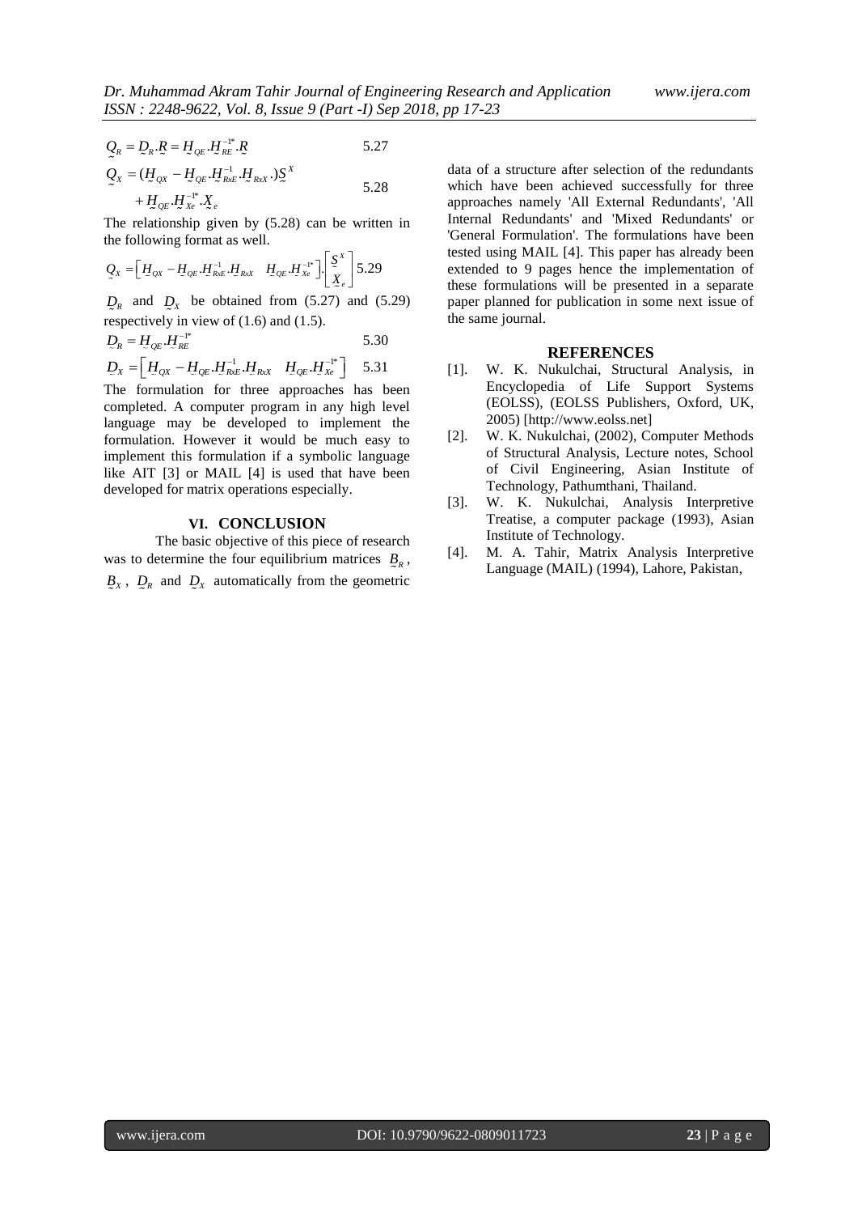$$Q_R = D_R . R = H_{QE} . H_{RE}^{-1*} . R \quad 5.27$$

$$Q_X = (H_{QX} - H_{QE} . H_{RxE}^{-1} . H_{RxX} .) S^X + H_{QE} . H_{Xe}^{-1*} . X_e \quad 5.28$$

The relationship given by (5.28) can be written in the following format as well.

$$Q_X = \begin{bmatrix} H_{QX} - H_{QE} . H_{RxE}^{-1} . H_{RxX} & H_{QE} . H_{Xe}^{-1*} \end{bmatrix} . \begin{bmatrix} S^X \\ X_e \end{bmatrix} \quad 5.29$$

$D_R$ and $D_X$ be obtained from (5.27) and (5.29) respectively in view of (1.6) and (1.5).

$$D_R = H_{QE} . H_{RE}^{-1*} \quad 5.30$$

$$D_X = \begin{bmatrix} H_{QX} - H_{QE} . H_{RxE}^{-1} . H_{RxX} & H_{QE} . H_{Xe}^{-1*} \end{bmatrix} \quad 5.31$$

The formulation for three approaches has been completed. A computer program in any high level language may be developed to implement the formulation. However it would be much easy to implement this formulation if a symbolic language like AIT [3] or MAIL [4] is used that have been developed for matrix operations especially.

## VI. CONCLUSION

The basic objective of this piece of research was to determine the four equilibrium matrices $B_R$, $B_X$, $D_R$ and $D_X$ automatically from the geometric data of a structure after selection of the redundants which have been achieved successfully for three approaches namely 'All External Redundants', 'All Internal Redundants' and 'Mixed Redundants' or 'General Formulation'. The formulations have been tested using MAIL [4]. This paper has already been extended to 9 pages hence the implementation of these formulations will be presented in a separate paper planned for publication in some next issue of the same journal.

## REFERENCES

[1]. W. K. Nukulchai, Structural Analysis, in Encyclopedia of Life Support Systems (EOLSS), (EOLSS Publishers, Oxford, UK, 2005) [http://www.eolss.net]

[2]. W. K. Nukulchai, (2002), Computer Methods of Structural Analysis, Lecture notes, School of Civil Engineering, Asian Institute of Technology, Pathumthani, Thailand.

[3]. W. K. Nukulchai, Analysis Interpretive Treatise, a computer package (1993), Asian Institute of Technology.

[4]. M. A. Tahir, Matrix Analysis Interpretive Language (MAIL) (1994), Lahore, Pakistan,